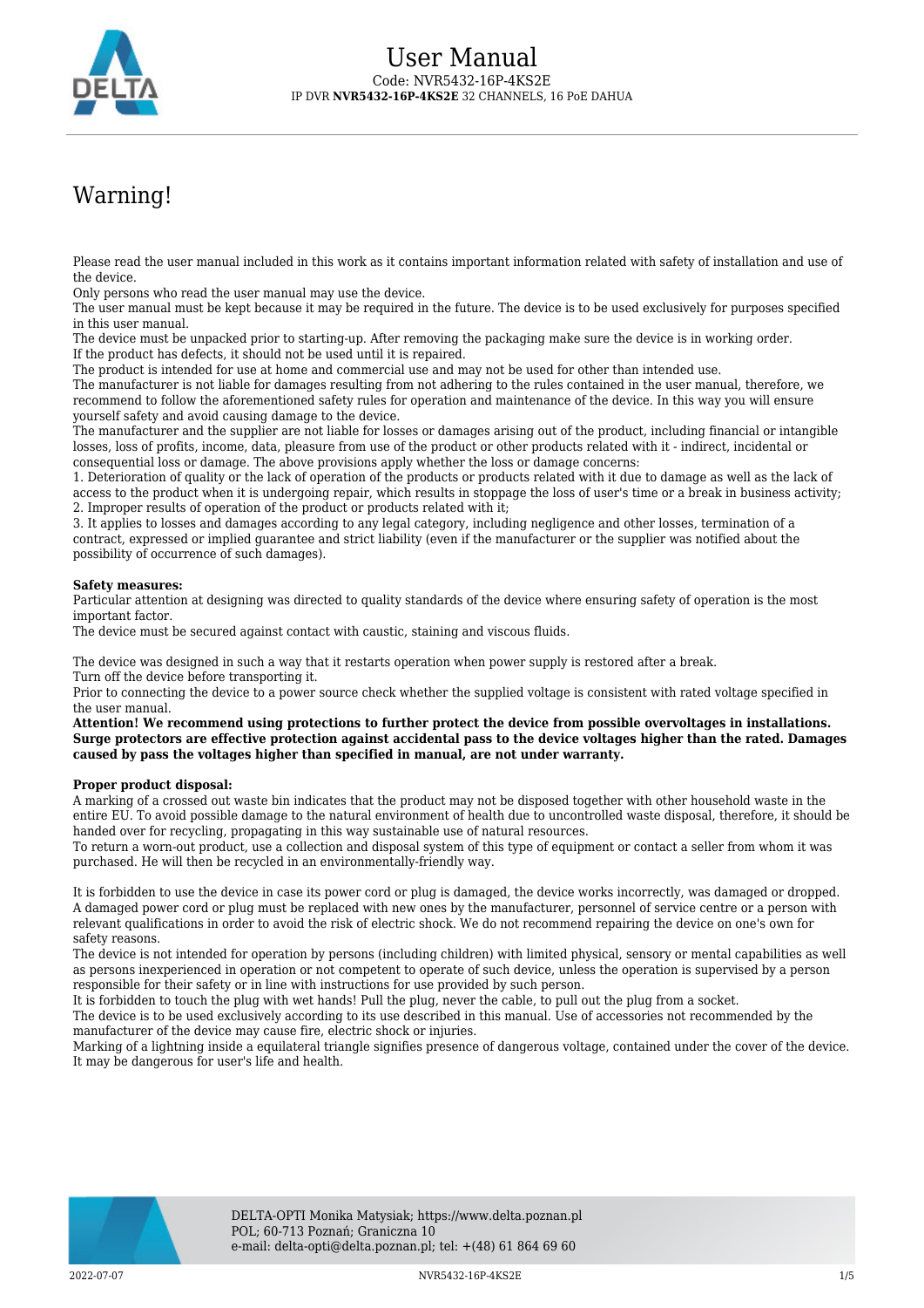# User Manual

Code: NVR5432-16P-4KS2E

IP DVR **NVR5432-16P-4KS2E** 32 CHANNELS, 16 PoE DAHUA

## Warning!

Please read the user manual included in this work as it contains important information related with safety of installation and use of the device.
Only persons who read the user manual may use the device.
The user manual must be kept because it may be required in the future. The device is to be used exclusively for purposes specified in this user manual.
The device must be unpacked prior to starting-up. After removing the packaging make sure the device is in working order.
If the product has defects, it should not be used until it is repaired.
The product is intended for use at home and commercial use and may not be used for other than intended use.
The manufacturer is not liable for damages resulting from not adhering to the rules contained in the user manual, therefore, we recommend to follow the aforementioned safety rules for operation and maintenance of the device. In this way you will ensure yourself safety and avoid causing damage to the device.
The manufacturer and the supplier are not liable for losses or damages arising out of the product, including financial or intangible losses, loss of profits, income, data, pleasure from use of the product or other products related with it - indirect, incidental or consequential loss or damage. The above provisions apply whether the loss or damage concerns:
1. Deterioration of quality or the lack of operation of the products or products related with it due to damage as well as the lack of access to the product when it is undergoing repair, which results in stoppage the loss of user's time or a break in business activity;
2. Improper results of operation of the product or products related with it;
3. It applies to losses and damages according to any legal category, including negligence and other losses, termination of a contract, expressed or implied guarantee and strict liability (even if the manufacturer or the supplier was notified about the possibility of occurrence of such damages).

**Safety measures:**
Particular attention at designing was directed to quality standards of the device where ensuring safety of operation is the most important factor.
The device must be secured against contact with caustic, staining and viscous fluids.

The device was designed in such a way that it restarts operation when power supply is restored after a break.
Turn off the device before transporting it.
Prior to connecting the device to a power source check whether the supplied voltage is consistent with rated voltage specified in the user manual.
**Attention! We recommend using protections to further protect the device from possible overvoltages in installations. Surge protectors are effective protection against accidental pass to the device voltages higher than the rated. Damages caused by pass the voltages higher than specified in manual, are not under warranty.**

**Proper product disposal:**
A marking of a crossed out waste bin indicates that the product may not be disposed together with other household waste in the entire EU. To avoid possible damage to the natural environment of health due to uncontrolled waste disposal, therefore, it should be handed over for recycling, propagating in this way sustainable use of natural resources.
To return a worn-out product, use a collection and disposal system of this type of equipment or contact a seller from whom it was purchased. He will then be recycled in an environmentally-friendly way.

It is forbidden to use the device in case its power cord or plug is damaged, the device works incorrectly, was damaged or dropped. A damaged power cord or plug must be replaced with new ones by the manufacturer, personnel of service centre or a person with relevant qualifications in order to avoid the risk of electric shock. We do not recommend repairing the device on one's own for safety reasons.
The device is not intended for operation by persons (including children) with limited physical, sensory or mental capabilities as well as persons inexperienced in operation or not competent to operate of such device, unless the operation is supervised by a person responsible for their safety or in line with instructions for use provided by such person.
It is forbidden to touch the plug with wet hands! Pull the plug, never the cable, to pull out the plug from a socket.
The device is to be used exclusively according to its use described in this manual. Use of accessories not recommended by the manufacturer of the device may cause fire, electric shock or injuries.
Marking of a lightning inside a equilateral triangle signifies presence of dangerous voltage, contained under the cover of the device. It may be dangerous for user's life and health.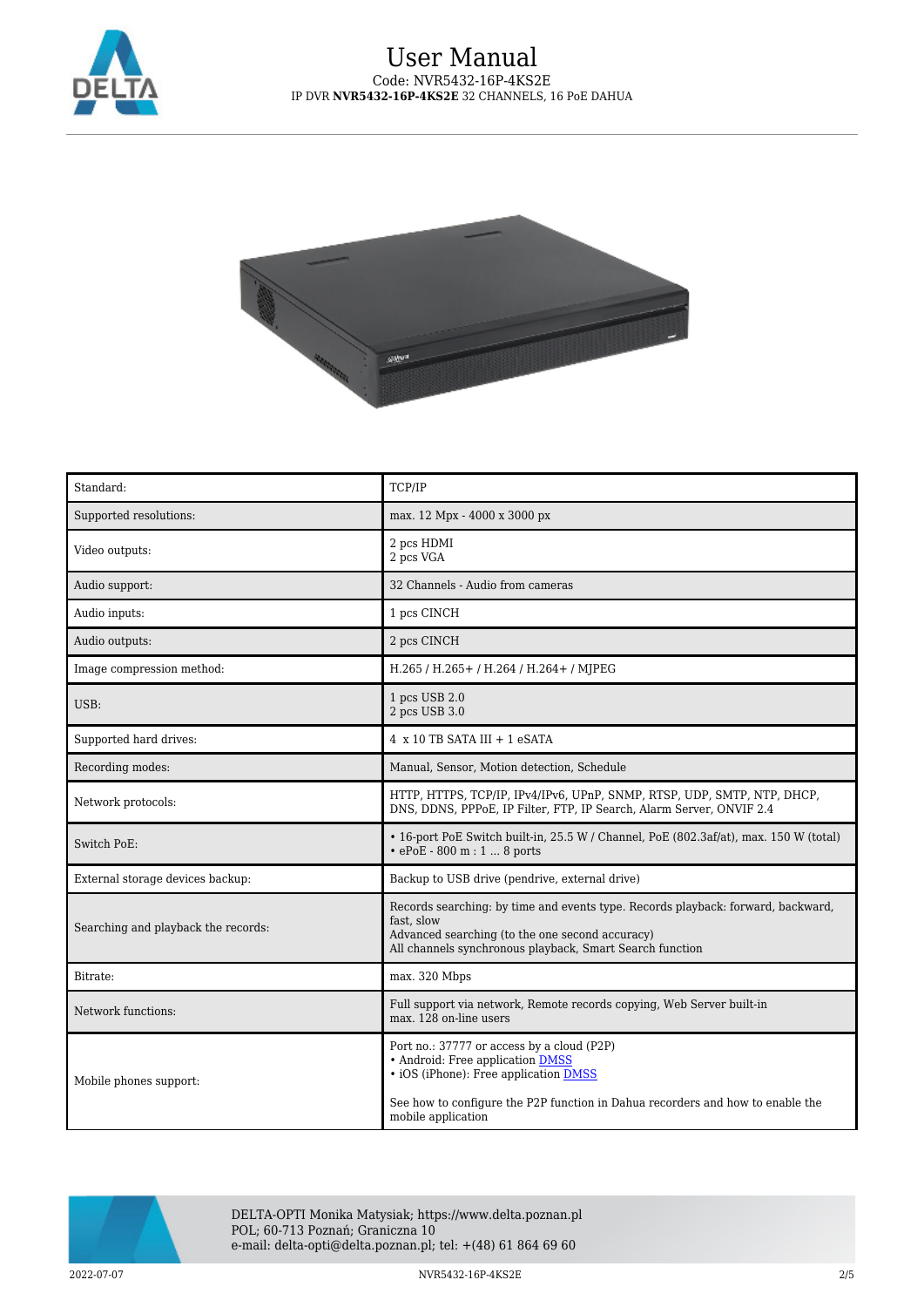| Standard: | TCP/IP |
|---|---|
| Supported resolutions: | max. 12 Mpx - 4000 x 3000 px |
| Video outputs: | 2 pcs HDMI<br>2 pcs VGA |
| Audio support: | 32 Channels - Audio from cameras |
| Audio inputs: | 1 pcs CINCH |
| Audio outputs: | 2 pcs CINCH |
| Image compression method: | H.265 / H.265+ / H.264 / H.264+ / MJPEG |
| USB: | 1 pcs USB 2.0<br>2 pcs USB 3.0 |
| Supported hard drives: | 4 x 10 TB SATA III + 1 eSATA |
| Recording modes: | Manual, Sensor, Motion detection, Schedule |
| Network protocols: | HTTP, HTTPS, TCP/IP, IPv4/IPv6, UPnP, SNMP, RTSP, UDP, SMTP, NTP, DHCP, DNS, DDNS, PPPoE, IP Filter, FTP, IP Search, Alarm Server, ONVIF 2.4 |
| Switch PoE: | • 16-port PoE Switch built-in, 25.5 W / Channel, PoE (802.3af/at), max. 150 W (total)<br>• ePoE - 800 m : 1 ... 8 ports |
| External storage devices backup: | Backup to USB drive (pendrive, external drive) |
| Searching and playback the records: | Records searching: by time and events type. Records playback: forward, backward, fast, slow<br>Advanced searching (to the one second accuracy)<br>All channels synchronous playback, Smart Search function |
| Bitrate: | max. 320 Mbps |
| Network functions: | Full support via network, Remote records copying, Web Server built-in<br>max. 128 on-line users |
| Mobile phones support: | Port no.: 37777 or access by a cloud (P2P)<br>• Android: Free application DMSS<br>• iOS (iPhone): Free application DMSS<br><br>See how to configure the P2P function in Dahua recorders and how to enable the mobile application |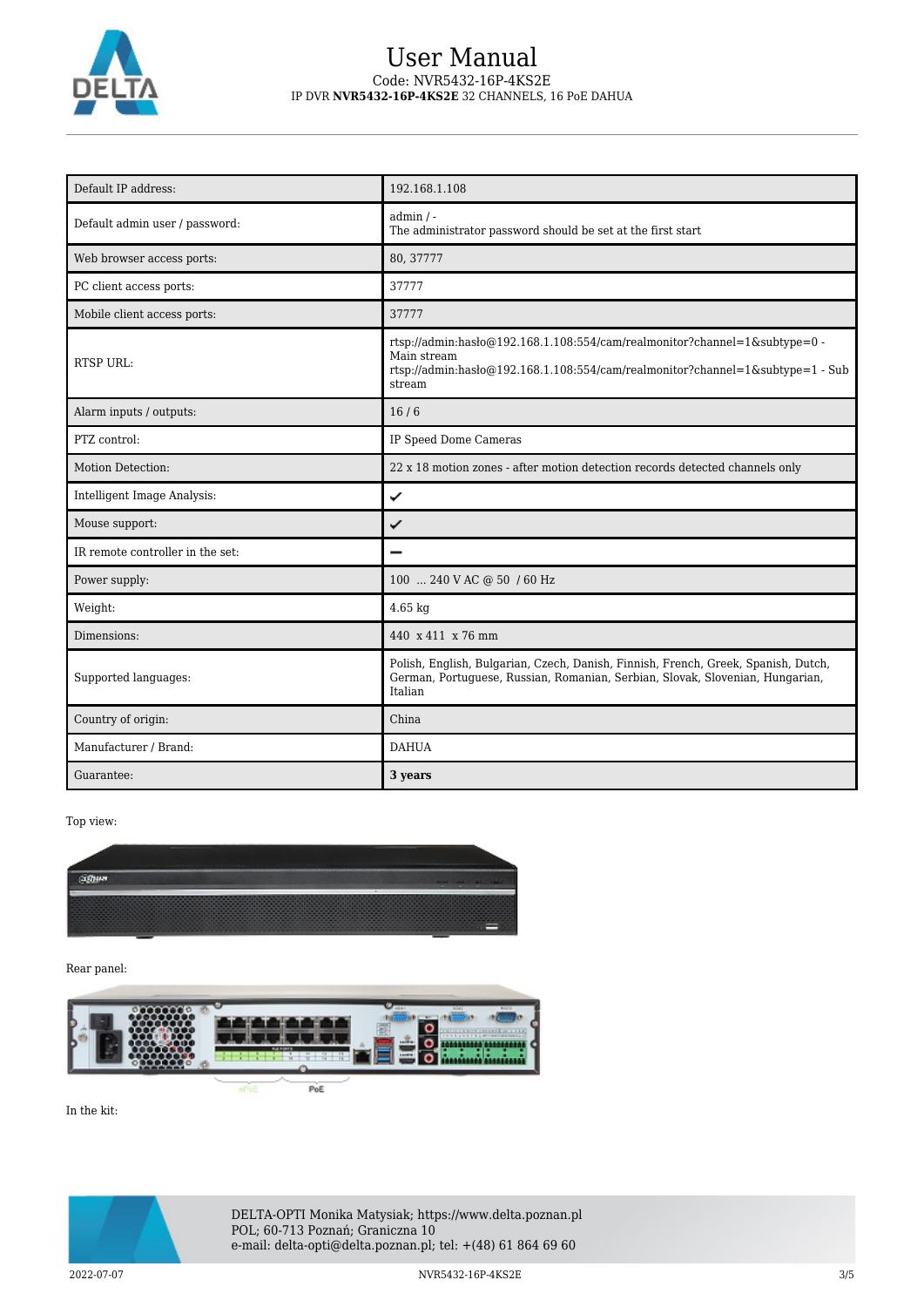| Default IP address: | 192.168.1.108 |
| --- | --- |
| Default admin user / password: | admin / -<br>The administrator password should be set at the first start |
| Web browser access ports: | 80, 37777 |
| PC client access ports: | 37777 |
| Mobile client access ports: | 37777 |
| RTSP URL: | rtsp://admin:hasło@192.168.1.108:554/cam/realmonitor?channel=1&subtype=0 - Main stream<br>rtsp://admin:hasło@192.168.1.108:554/cam/realmonitor?channel=1&subtype=1 - Sub stream |
| Alarm inputs / outputs: | 16 / 6 |
| PTZ control: | IP Speed Dome Cameras |
| Motion Detection: | 22 x 18 motion zones - after motion detection records detected channels only |
| Intelligent Image Analysis: | ✔ |
| Mouse support: | ✔ |
| IR remote controller in the set: | – |
| Power supply: | 100 ... 240 V AC @ 50 / 60 Hz |
| Weight: | 4.65 kg |
| Dimensions: | 440 x 411 x 76 mm |
| Supported languages: | Polish, English, Bulgarian, Czech, Danish, Finnish, French, Greek, Spanish, Dutch, German, Portuguese, Russian, Romanian, Serbian, Slovak, Slovenian, Hungarian, Italian |
| Country of origin: | China |
| Manufacturer / Brand: | DAHUA |
| Guarantee: | **3 years** |

Top view:

Rear panel:

In the kit: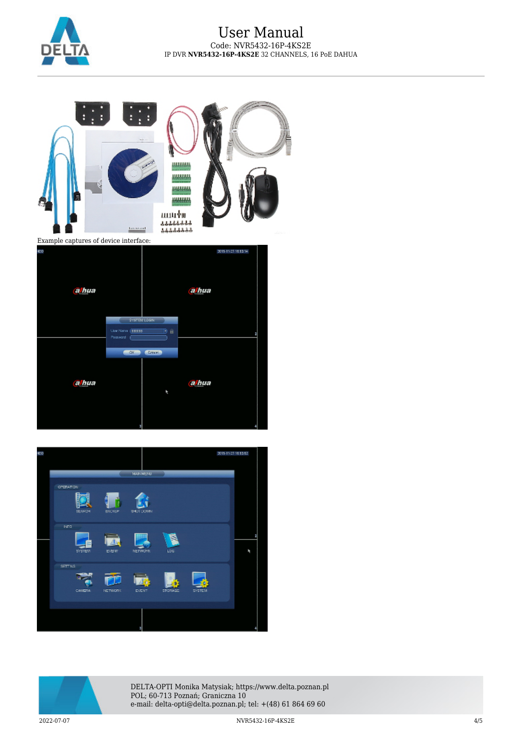Example captures of device interface: